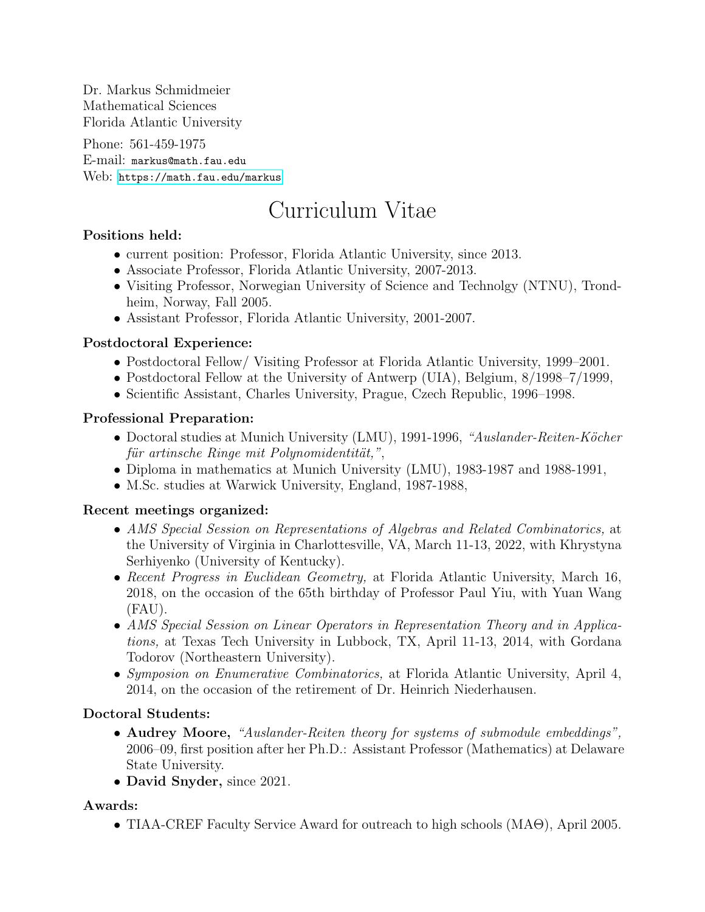Dr. Markus Schmidmeier
Mathematical Sciences
Florida Atlantic University

Phone: 561-459-1975
E-mail: markus@math.fau.edu
Web: https://math.fau.edu/markus

# Curriculum Vitae

**Positions held:**

- current position: Professor, Florida Atlantic University, since 2013.
- Associate Professor, Florida Atlantic University, 2007-2013.
- Visiting Professor, Norwegian University of Science and Technolgy (NTNU), Trondheim, Norway, Fall 2005.
- Assistant Professor, Florida Atlantic University, 2001-2007.

**Postdoctoral Experience:**

- Postdoctoral Fellow/ Visiting Professor at Florida Atlantic University, 1999–2001.
- Postdoctoral Fellow at the University of Antwerp (UIA), Belgium, 8/1998–7/1999,
- Scientific Assistant, Charles University, Prague, Czech Republic, 1996–1998.

**Professional Preparation:**

- Doctoral studies at Munich University (LMU), 1991-1996, *"Auslander-Reiten-Köcher für artinsche Ringe mit Polynomidentität,"*,
- Diploma in mathematics at Munich University (LMU), 1983-1987 and 1988-1991,
- M.Sc. studies at Warwick University, England, 1987-1988,

**Recent meetings organized:**

- *AMS Special Session on Representations of Algebras and Related Combinatorics,* at the University of Virginia in Charlottesville, VA, March 11-13, 2022, with Khrystyna Serhiyenko (University of Kentucky).
- *Recent Progress in Euclidean Geometry,* at Florida Atlantic University, March 16, 2018, on the occasion of the 65th birthday of Professor Paul Yiu, with Yuan Wang (FAU).
- *AMS Special Session on Linear Operators in Representation Theory and in Applications,* at Texas Tech University in Lubbock, TX, April 11-13, 2014, with Gordana Todorov (Northeastern University).
- *Symposion on Enumerative Combinatorics,* at Florida Atlantic University, April 4, 2014, on the occasion of the retirement of Dr. Heinrich Niederhausen.

**Doctoral Students:**

- **Audrey Moore,** *"Auslander-Reiten theory for systems of submodule embeddings",* 2006–09, first position after her Ph.D.: Assistant Professor (Mathematics) at Delaware State University.
- **David Snyder,** since 2021.

**Awards:**

- TIAA-CREF Faculty Service Award for outreach to high schools (MA$\Theta$), April 2005.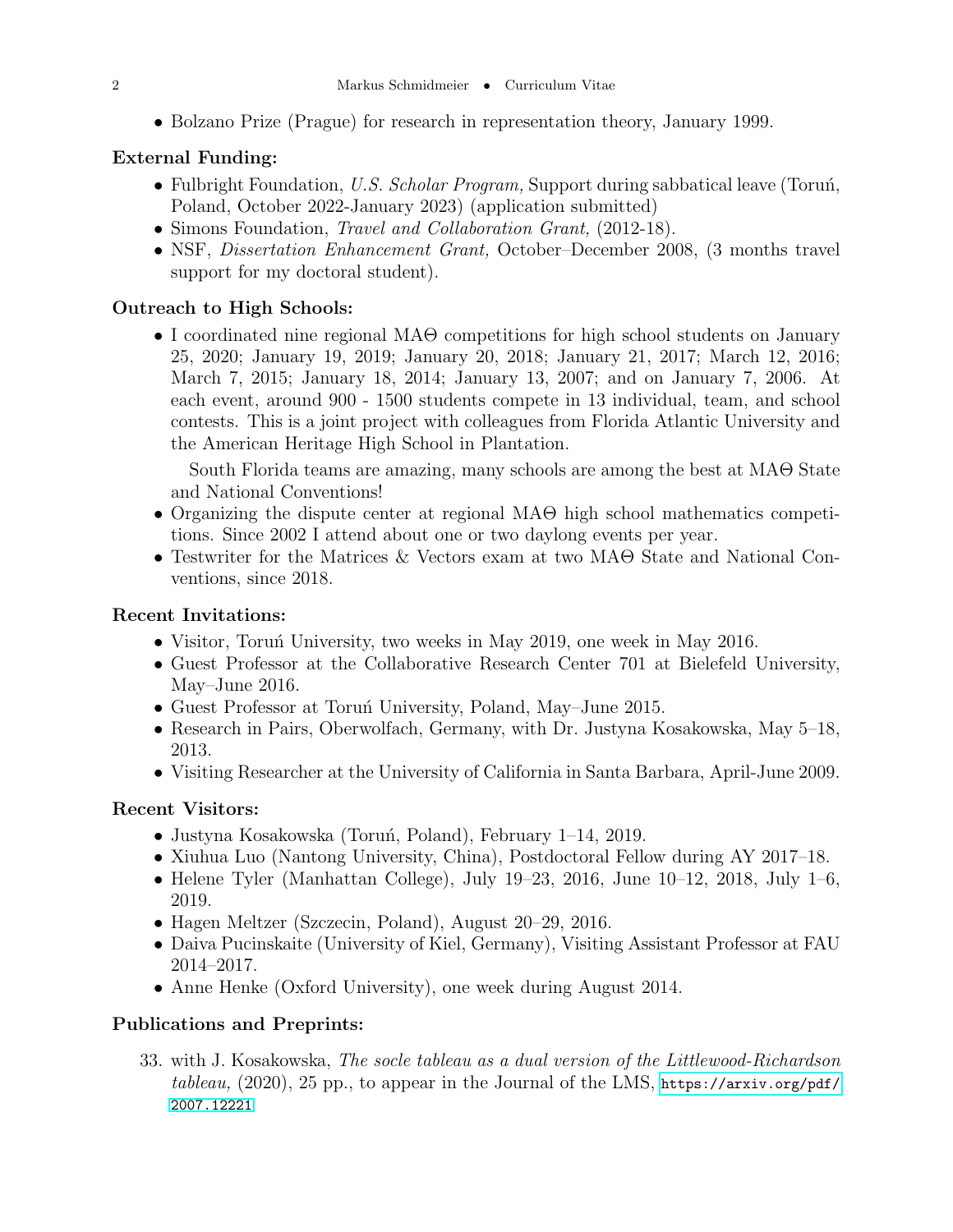- Bolzano Prize (Prague) for research in representation theory, January 1999.

### External Funding:

- Fulbright Foundation, *U.S. Scholar Program,* Support during sabbatical leave (Toruń, Poland, October 2022-January 2023) (application submitted)
- Simons Foundation, *Travel and Collaboration Grant,* (2012-18).
- NSF, *Dissertation Enhancement Grant,* October–December 2008, (3 months travel support for my doctoral student).

### Outreach to High Schools:

- I coordinated nine regional MAΘ competitions for high school students on January 25, 2020; January 19, 2019; January 20, 2018; January 21, 2017; March 12, 2016; March 7, 2015; January 18, 2014; January 13, 2007; and on January 7, 2006. At each event, around 900 - 1500 students compete in 13 individual, team, and school contests. This is a joint project with colleagues from Florida Atlantic University and the American Heritage High School in Plantation.

  South Florida teams are amazing, many schools are among the best at MAΘ State and National Conventions!
- Organizing the dispute center at regional MAΘ high school mathematics competitions. Since 2002 I attend about one or two daylong events per year.
- Testwriter for the Matrices & Vectors exam at two MAΘ State and National Conventions, since 2018.

### Recent Invitations:

- Visitor, Toruń University, two weeks in May 2019, one week in May 2016.
- Guest Professor at the Collaborative Research Center 701 at Bielefeld University, May–June 2016.
- Guest Professor at Toruń University, Poland, May–June 2015.
- Research in Pairs, Oberwolfach, Germany, with Dr. Justyna Kosakowska, May 5–18, 2013.
- Visiting Researcher at the University of California in Santa Barbara, April-June 2009.

### Recent Visitors:

- Justyna Kosakowska (Toruń, Poland), February 1–14, 2019.
- Xiuhua Luo (Nantong University, China), Postdoctoral Fellow during AY 2017–18.
- Helene Tyler (Manhattan College), July 19–23, 2016, June 10–12, 2018, July 1–6, 2019.
- Hagen Meltzer (Szczecin, Poland), August 20–29, 2016.
- Daiva Pucinskaite (University of Kiel, Germany), Visiting Assistant Professor at FAU 2014–2017.
- Anne Henke (Oxford University), one week during August 2014.

### Publications and Preprints:

33. with J. Kosakowska, *The socle tableau as a dual version of the Littlewood-Richardson tableau,* (2020), 25 pp., to appear in the Journal of the LMS, https://arxiv.org/pdf/2007.12221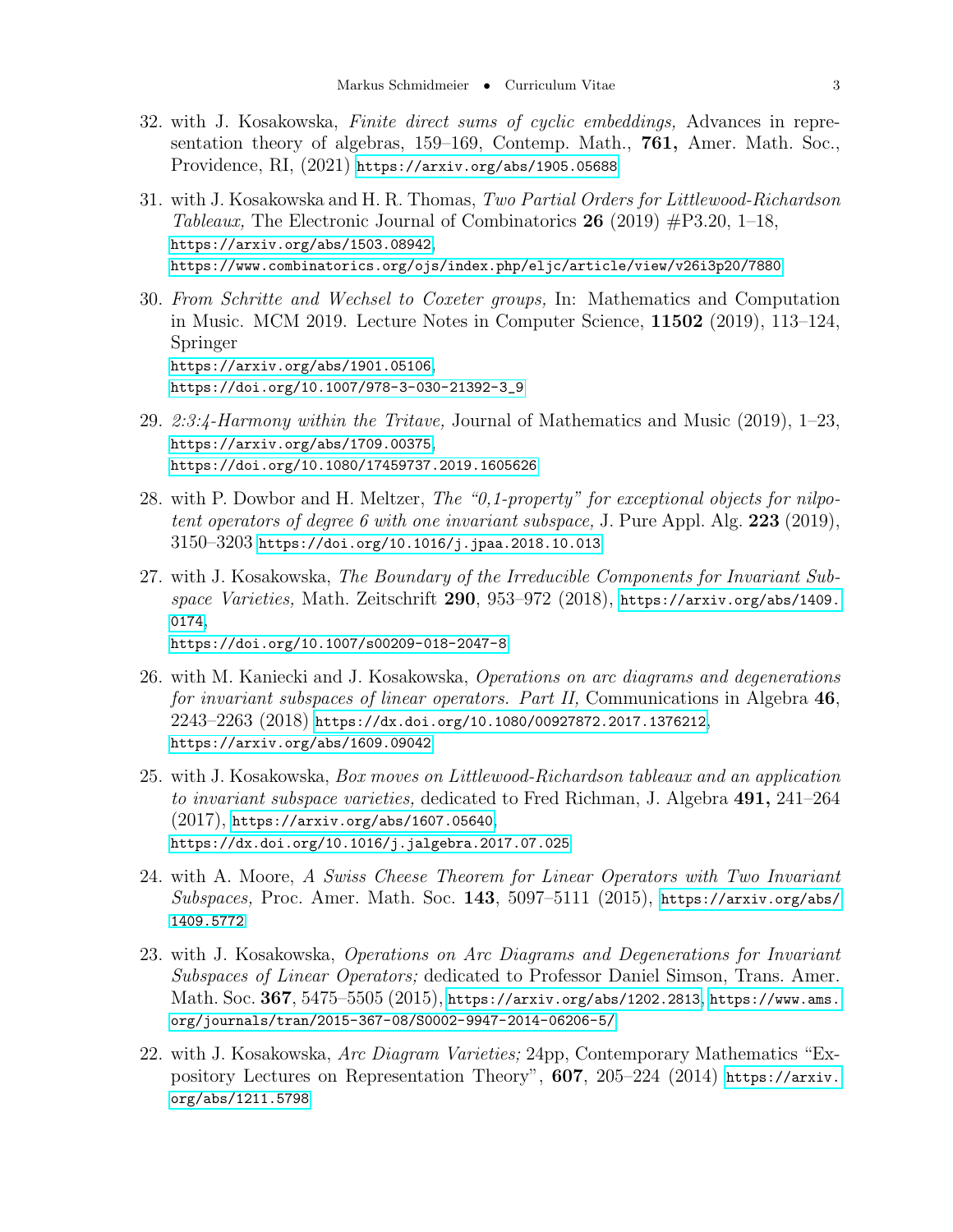32. with J. Kosakowska, *Finite direct sums of cyclic embeddings,* Advances in representation theory of algebras, 159–169, Contemp. Math., **761,** Amer. Math. Soc., Providence, RI, (2021) https://arxiv.org/abs/1905.05688

31. with J. Kosakowska and H. R. Thomas, *Two Partial Orders for Littlewood-Richardson Tableaux,* The Electronic Journal of Combinatorics **26** (2019) #P3.20, 1–18, https://arxiv.org/abs/1503.08942, https://www.combinatorics.org/ojs/index.php/eljc/article/view/v26i3p20/7880

30. *From Schritte and Wechsel to Coxeter groups,* In: Mathematics and Computation in Music. MCM 2019. Lecture Notes in Computer Science, **11502** (2019), 113–124, Springer
https://arxiv.org/abs/1901.05106,
https://doi.org/10.1007/978-3-030-21392-3_9

29. *2:3:4-Harmony within the Tritave,* Journal of Mathematics and Music (2019), 1–23, https://arxiv.org/abs/1709.00375,
https://doi.org/10.1080/17459737.2019.1605626

28. with P. Dowbor and H. Meltzer, *The "0,1-property" for exceptional objects for nilpotent operators of degree 6 with one invariant subspace,* J. Pure Appl. Alg. **223** (2019), 3150–3203 https://doi.org/10.1016/j.jpaa.2018.10.013

27. with J. Kosakowska, *The Boundary of the Irreducible Components for Invariant Subspace Varieties,* Math. Zeitschrift **290**, 953–972 (2018), https://arxiv.org/abs/1409.0174,
https://doi.org/10.1007/s00209-018-2047-8

26. with M. Kaniecki and J. Kosakowska, *Operations on arc diagrams and degenerations for invariant subspaces of linear operators. Part II,* Communications in Algebra **46**, 2243–2263 (2018) https://dx.doi.org/10.1080/00927872.2017.1376212,
https://arxiv.org/abs/1609.09042

25. with J. Kosakowska, *Box moves on Littlewood-Richardson tableaux and an application to invariant subspace varieties,* dedicated to Fred Richman, J. Algebra **491,** 241–264 (2017), https://arxiv.org/abs/1607.05640,
https://dx.doi.org/10.1016/j.jalgebra.2017.07.025

24. with A. Moore, *A Swiss Cheese Theorem for Linear Operators with Two Invariant Subspaces*, Proc. Amer. Math. Soc. **143**, 5097–5111 (2015), https://arxiv.org/abs/1409.5772

23. with J. Kosakowska, *Operations on Arc Diagrams and Degenerations for Invariant Subspaces of Linear Operators;* dedicated to Professor Daniel Simson, Trans. Amer. Math. Soc. **367**, 5475–5505 (2015), https://arxiv.org/abs/1202.2813, https://www.ams.org/journals/tran/2015-367-08/S0002-9947-2014-06206-5/

22. with J. Kosakowska, *Arc Diagram Varieties;* 24pp, Contemporary Mathematics "Expository Lectures on Representation Theory", **607**, 205–224 (2014) https://arxiv.org/abs/1211.5798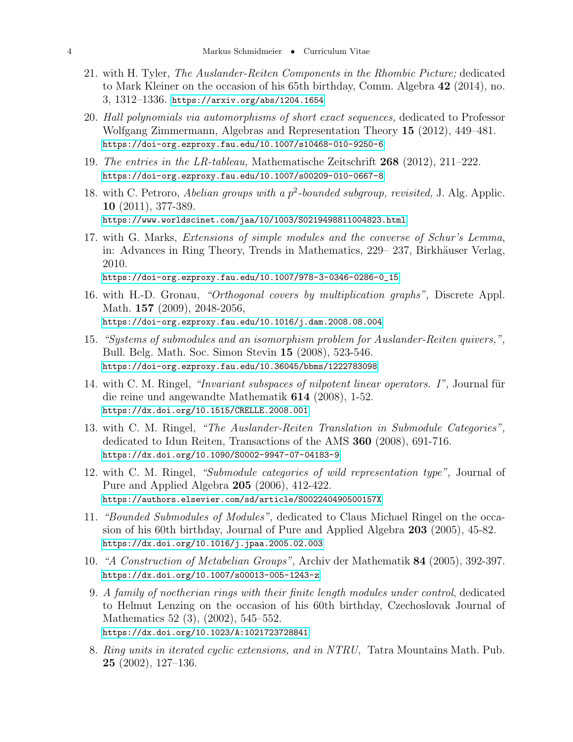21. with H. Tyler, *The Auslander-Reiten Components in the Rhombic Picture;* dedicated to Mark Kleiner on the occasion of his 65th birthday, Comm. Algebra **42** (2014), no. 3, 1312–1336. https://arxiv.org/abs/1204.1654

20. *Hall polynomials via automorphisms of short exact sequences,* dedicated to Professor Wolfgang Zimmermann, Algebras and Representation Theory **15** (2012), 449–481. https://doi-org.ezproxy.fau.edu/10.1007/s10468-010-9250-6

19. *The entries in the LR-tableau,* Mathematische Zeitschrift **268** (2012), 211–222. https://doi-org.ezproxy.fau.edu/10.1007/s00209-010-0667-8

18. with C. Petroro, *Abelian groups with a $p^2$-bounded subgroup, revisited,* J. Alg. Applic. **10** (2011), 377-389. https://www.worldscinet.com/jaa/10/1003/S0219498811004823.html

17. with G. Marks, *Extensions of simple modules and the converse of Schur's Lemma*, in: Advances in Ring Theory, Trends in Mathematics, 229– 237, Birkhäuser Verlag, 2010. https://doi-org.ezproxy.fau.edu/10.1007/978-3-0346-0286-0_15

16. with H.-D. Gronau, *"Orthogonal covers by multiplication graphs",* Discrete Appl. Math. **157** (2009), 2048-2056, https://doi-org.ezproxy.fau.edu/10.1016/j.dam.2008.08.004

15. *"Systems of submodules and an isomorphism problem for Auslander-Reiten quivers,",* Bull. Belg. Math. Soc. Simon Stevin **15** (2008), 523-546. https://doi-org.ezproxy.fau.edu/10.36045/bbms/1222783098

14. with C. M. Ringel, *"Invariant subspaces of nilpotent linear operators. I",* Journal für die reine und angewandte Mathematik **614** (2008), 1-52. https://dx.doi.org/10.1515/CRELLE.2008.001

13. with C. M. Ringel, *"The Auslander-Reiten Translation in Submodule Categories",* dedicated to Idun Reiten, Transactions of the AMS **360** (2008), 691-716. https://dx.doi.org/10.1090/S0002-9947-07-04183-9

12. with C. M. Ringel, *"Submodule categories of wild representation type",* Journal of Pure and Applied Algebra **205** (2006), 412-422. https://authors.elsevier.com/sd/article/S002240490500157X

11. *"Bounded Submodules of Modules",* dedicated to Claus Michael Ringel on the occasion of his 60th birthday, Journal of Pure and Applied Algebra **203** (2005), 45-82. https://dx.doi.org/10.1016/j.jpaa.2005.02.003

10. *"A Construction of Metabelian Groups",* Archiv der Mathematik **84** (2005), 392-397. https://dx.doi.org/10.1007/s00013-005-1243-z

9. *A family of noetherian rings with their finite length modules under control*, dedicated to Helmut Lenzing on the occasion of his 60th birthday, Czechoslovak Journal of Mathematics 52 (3), (2002), 545–552. https://dx.doi.org/10.1023/A:1021723728841

8. *Ring units in iterated cyclic extensions, and in NTRU,* Tatra Mountains Math. Pub. **25** (2002), 127–136.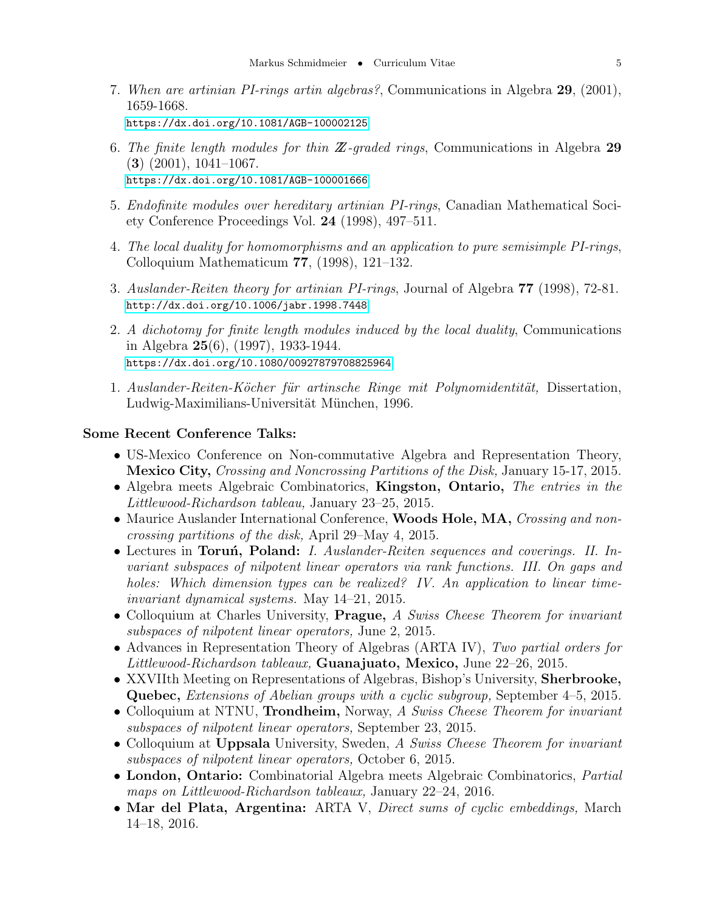7. *When are artinian PI-rings artin algebras?*, Communications in Algebra **29**, (2001), 1659-1668.
   https://dx.doi.org/10.1081/AGB-100002125

6. *The finite length modules for thin $\mathbb{Z}$-graded rings*, Communications in Algebra **29** (**3**) (2001), 1041–1067.
   https://dx.doi.org/10.1081/AGB-100001666

5. *Endofinite modules over hereditary artinian PI-rings*, Canadian Mathematical Society Conference Proceedings Vol. **24** (1998), 497–511.

4. *The local duality for homomorphisms and an application to pure semisimple PI-rings*, Colloquium Mathematicum **77**, (1998), 121–132.

3. *Auslander-Reiten theory for artinian PI-rings*, Journal of Algebra **77** (1998), 72-81.
   http://dx.doi.org/10.1006/jabr.1998.7448

2. *A dichotomy for finite length modules induced by the local duality*, Communications in Algebra **25**(6), (1997), 1933-1944.
   https://dx.doi.org/10.1080/00927879708825964

1. *Auslander-Reiten-Köcher für artinsche Ringe mit Polynomidentität,* Dissertation, Ludwig-Maximilians-Universität München, 1996.

**Some Recent Conference Talks:**

- US-Mexico Conference on Non-commutative Algebra and Representation Theory, **Mexico City,** *Crossing and Noncrossing Partitions of the Disk,* January 15-17, 2015.
- Algebra meets Algebraic Combinatorics, **Kingston, Ontario,** *The entries in the Littlewood-Richardson tableau,* January 23–25, 2015.
- Maurice Auslander International Conference, **Woods Hole, MA,** *Crossing and noncrossing partitions of the disk,* April 29–May 4, 2015.
- Lectures in **Toruń, Poland:** *I. Auslander-Reiten sequences and coverings. II. Invariant subspaces of nilpotent linear operators via rank functions. III. On gaps and holes: Which dimension types can be realized? IV. An application to linear time-invariant dynamical systems.* May 14–21, 2015.
- Colloquium at Charles University, **Prague,** *A Swiss Cheese Theorem for invariant subspaces of nilpotent linear operators,* June 2, 2015.
- Advances in Representation Theory of Algebras (ARTA IV), *Two partial orders for Littlewood-Richardson tableaux,* **Guanajuato, Mexico,** June 22–26, 2015.
- XXVIIth Meeting on Representations of Algebras, Bishop's University, **Sherbrooke, Quebec,** *Extensions of Abelian groups with a cyclic subgroup,* September 4–5, 2015.
- Colloquium at NTNU, **Trondheim,** Norway, *A Swiss Cheese Theorem for invariant subspaces of nilpotent linear operators,* September 23, 2015.
- Colloquium at **Uppsala** University, Sweden, *A Swiss Cheese Theorem for invariant subspaces of nilpotent linear operators,* October 6, 2015.
- **London, Ontario:** Combinatorial Algebra meets Algebraic Combinatorics, *Partial maps on Littlewood-Richardson tableaux,* January 22–24, 2016.
- **Mar del Plata, Argentina:** ARTA V, *Direct sums of cyclic embeddings,* March 14–18, 2016.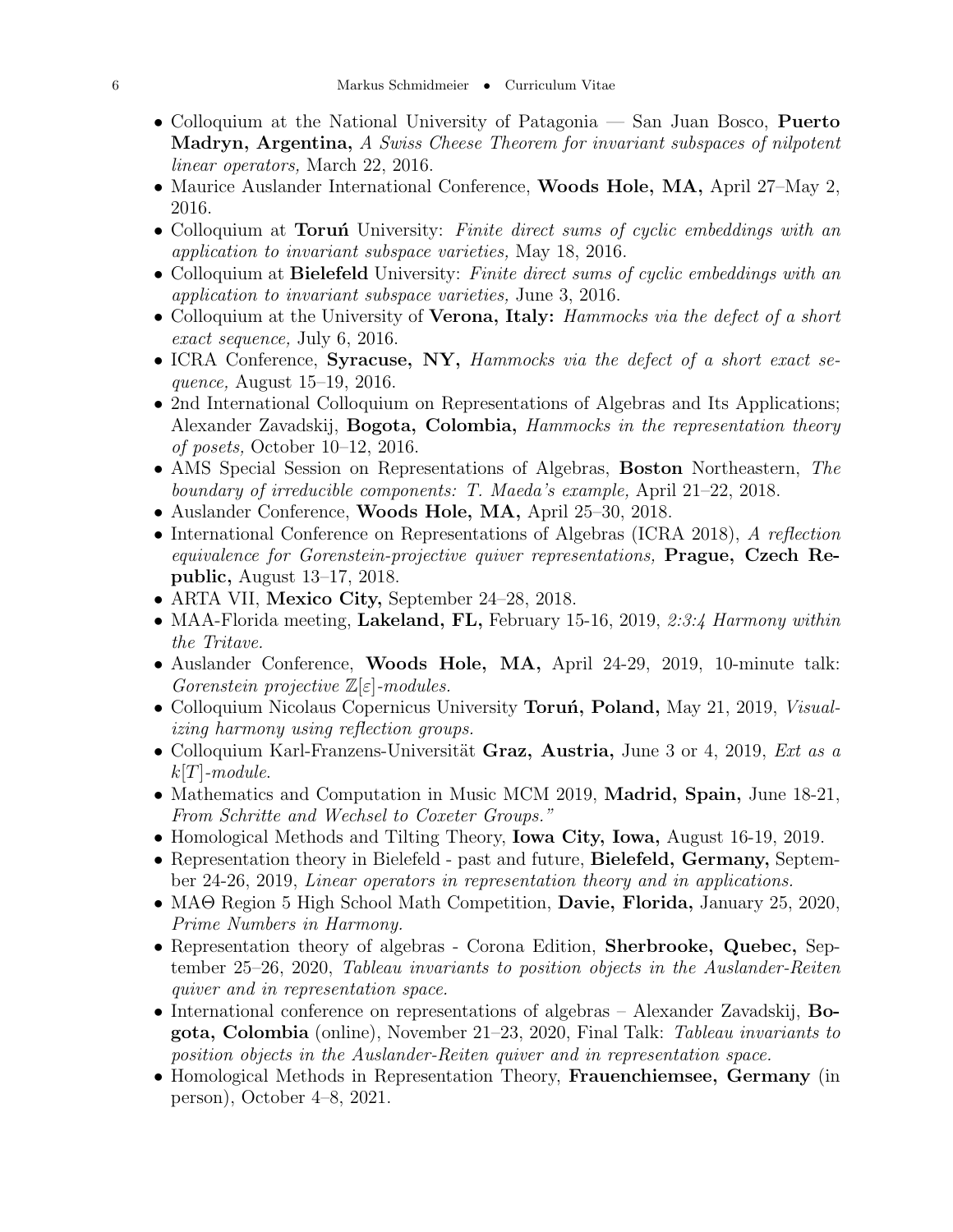- Colloquium at the National University of Patagonia — San Juan Bosco, **Puerto Madryn, Argentina,** *A Swiss Cheese Theorem for invariant subspaces of nilpotent linear operators,* March 22, 2016.
- Maurice Auslander International Conference, **Woods Hole, MA,** April 27–May 2, 2016.
- Colloquium at **Toruń** University: *Finite direct sums of cyclic embeddings with an application to invariant subspace varieties,* May 18, 2016.
- Colloquium at **Bielefeld** University: *Finite direct sums of cyclic embeddings with an application to invariant subspace varieties,* June 3, 2016.
- Colloquium at the University of **Verona, Italy:** *Hammocks via the defect of a short exact sequence,* July 6, 2016.
- ICRA Conference, **Syracuse, NY,** *Hammocks via the defect of a short exact sequence,* August 15–19, 2016.
- 2nd International Colloquium on Representations of Algebras and Its Applications; Alexander Zavadskij, **Bogota, Colombia,** *Hammocks in the representation theory of posets,* October 10–12, 2016.
- AMS Special Session on Representations of Algebras, **Boston** Northeastern, *The boundary of irreducible components: T. Maeda's example,* April 21–22, 2018.
- Auslander Conference, **Woods Hole, MA,** April 25–30, 2018.
- International Conference on Representations of Algebras (ICRA 2018), *A reflection equivalence for Gorenstein-projective quiver representations,* **Prague, Czech Republic,** August 13–17, 2018.
- ARTA VII, **Mexico City,** September 24–28, 2018.
- MAA-Florida meeting, **Lakeland, FL,** February 15-16, 2019, *2:3:4 Harmony within the Tritave.*
- Auslander Conference, **Woods Hole, MA,** April 24-29, 2019, 10-minute talk: *Gorenstein projective $\mathbb{Z}[\varepsilon]$-modules.*
- Colloquium Nicolaus Copernicus University **Toruń, Poland,** May 21, 2019, *Visualizing harmony using reflection groups.*
- Colloquium Karl-Franzens-Universität **Graz, Austria,** June 3 or 4, 2019, *Ext as a $k[T]$-module.*
- Mathematics and Computation in Music MCM 2019, **Madrid, Spain,** June 18-21, *From Schritte and Wechsel to Coxeter Groups."*
- Homological Methods and Tilting Theory, **Iowa City, Iowa,** August 16-19, 2019.
- Representation theory in Bielefeld - past and future, **Bielefeld, Germany,** September 24-26, 2019, *Linear operators in representation theory and in applications.*
- MAΘ Region 5 High School Math Competition, **Davie, Florida,** January 25, 2020, *Prime Numbers in Harmony.*
- Representation theory of algebras - Corona Edition, **Sherbrooke, Quebec,** September 25–26, 2020, *Tableau invariants to position objects in the Auslander-Reiten quiver and in representation space.*
- International conference on representations of algebras – Alexander Zavadskij, **Bogota, Colombia** (online), November 21–23, 2020, Final Talk: *Tableau invariants to position objects in the Auslander-Reiten quiver and in representation space.*
- Homological Methods in Representation Theory, **Frauenchiemsee, Germany** (in person), October 4–8, 2021.